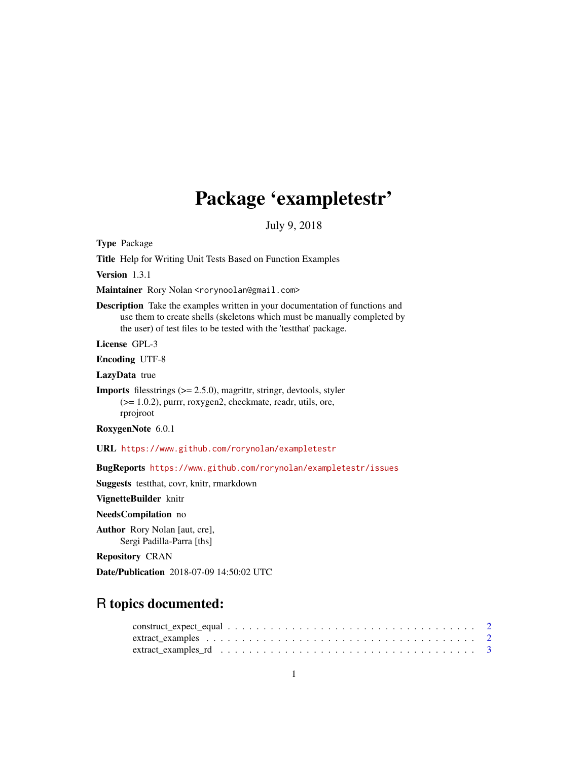# Package 'exampletestr'

July 9, 2018

**Type** Package

**Title** Help for Writing Unit Tests Based on Function Examples

**Version** 1.3.1

**Maintainer** Rory Nolan <rorynoolan@gmail.com>

**Description** Take the examples written in your documentation of functions and use them to create shells (skeletons which must be manually completed by the user) of test files to be tested with the 'testthat' package.

**License** GPL-3

**Encoding** UTF-8

**LazyData** true

**Imports** filesstrings (>= 2.5.0), magrittr, stringr, devtools, styler (>= 1.0.2), purrr, roxygen2, checkmate, readr, utils, ore, rprojroot

**RoxygenNote** 6.0.1

**URL** https://www.github.com/rorynolan/exampletestr

**BugReports** https://www.github.com/rorynolan/exampletestr/issues

**Suggests** testthat, covr, knitr, rmarkdown

**VignetteBuilder** knitr

**NeedsCompilation** no

**Author** Rory Nolan [aut, cre], Sergi Padilla-Parra [ths]

**Repository** CRAN

**Date/Publication** 2018-07-09 14:50:02 UTC

## R topics documented:

construct_expect_equal . . . . . . . . . . . . . . . . . . . . . . . . . . . . . . . . . . 2
extract_examples . . . . . . . . . . . . . . . . . . . . . . . . . . . . . . . . . . . . . 2
extract_examples_rd . . . . . . . . . . . . . . . . . . . . . . . . . . . . . . . . . . . 3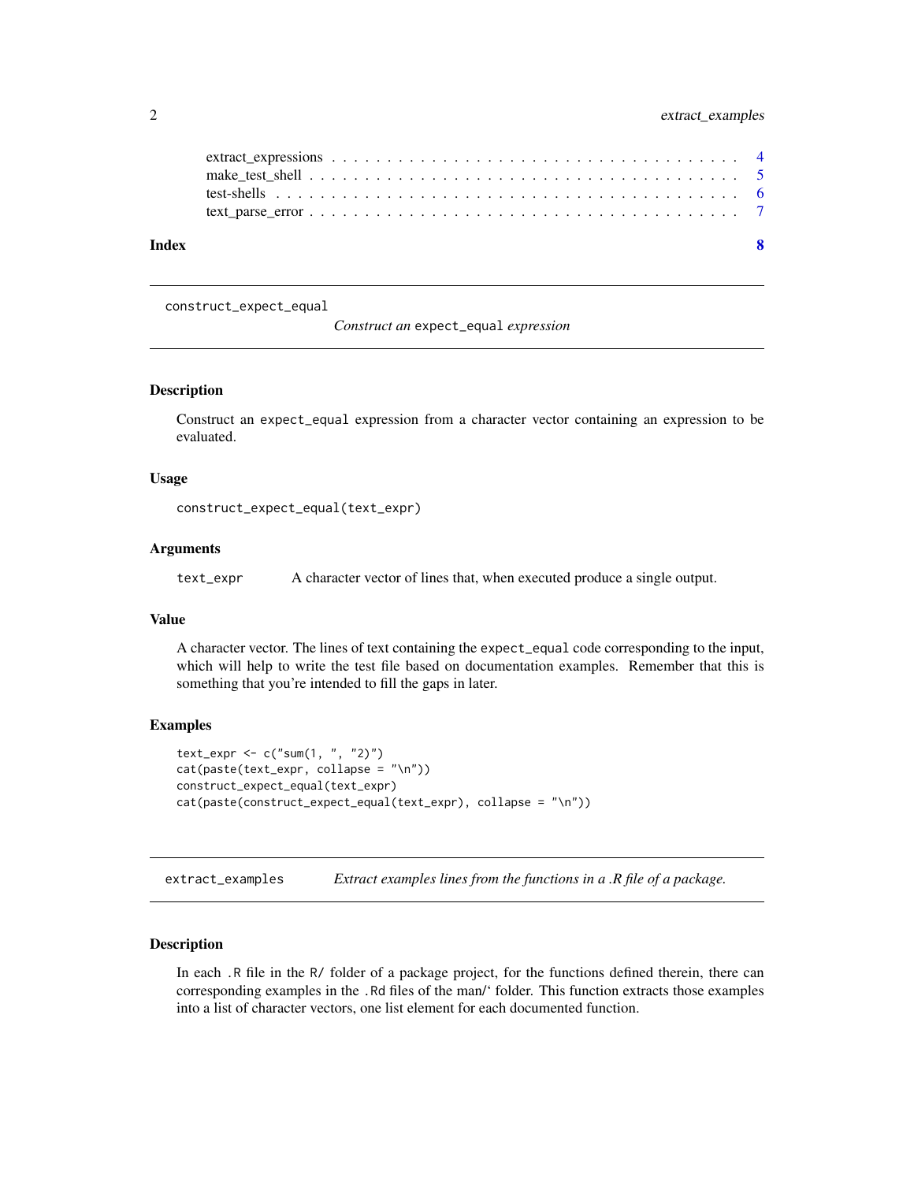| | |
|---|---|
| extract_expressions | 4 |
| make_test_shell | 5 |
| test-shells | 6 |
| text_parse_error | 7 |

**Index** **8**

---

## construct_expect_equal — *Construct an* `expect_equal` *expression*

### Description

Construct an `expect_equal` expression from a character vector containing an expression to be evaluated.

### Usage

```
construct_expect_equal(text_expr)
```

### Arguments

| | |
|---|---|
| `text_expr` | A character vector of lines that, when executed produce a single output. |

### Value

A character vector. The lines of text containing the `expect_equal` code corresponding to the input, which will help to write the test file based on documentation examples. Remember that this is something that you're intended to fill the gaps in later.

### Examples

```
text_expr <- c("sum(1, ", "2)")
cat(paste(text_expr, collapse = "\n"))
construct_expect_equal(text_expr)
cat(paste(construct_expect_equal(text_expr), collapse = "\n"))
```

---

## extract_examples — *Extract examples lines from the functions in a .R file of a package.*

### Description

In each `.R` file in the `R/` folder of a package project, for the functions defined therein, there can corresponding examples in the `.Rd` files of the man/‘ folder. This function extracts those examples into a list of character vectors, one list element for each documented function.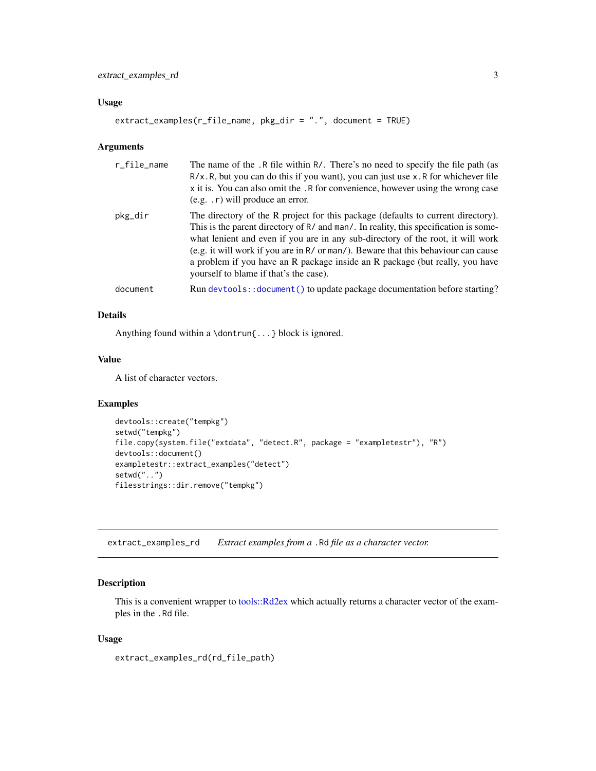## Usage

```
extract_examples(r_file_name, pkg_dir = ".", document = TRUE)
```

## Arguments

| | |
|---|---|
| r_file_name | The name of the `.R` file within `R/`. There's no need to specify the file path (as `R/x.R`, but you can do this if you want), you can just use `x.R` for whichever file `x` it is. You can also omit the `.R` for convenience, however using the wrong case (e.g. `.r`) will produce an error. |
| pkg_dir | The directory of the R project for this package (defaults to current directory). This is the parent directory of `R/` and `man/`. In reality, this specification is somewhat lenient and even if you are in any sub-directory of the root, it will work (e.g. it will work if you are in `R/` or `man/`). Beware that this behaviour can cause a problem if you have an R package inside an R package (but really, you have yourself to blame if that's the case). |
| document | Run `devtools::document()` to update package documentation before starting? |

## Details

Anything found within a `\dontrun{...}` block is ignored.

## Value

A list of character vectors.

## Examples

```
devtools::create("tempkg")
setwd("tempkg")
file.copy(system.file("extdata", "detect.R", package = "exampletestr"), "R")
devtools::document()
exampletestr::extract_examples("detect")
setwd("..")
filesstrings::dir.remove("tempkg")
```

---

# extract_examples_rd — *Extract examples from a `.Rd` file as a character vector.*

## Description

This is a convenient wrapper to tools::Rd2ex which actually returns a character vector of the examples in the `.Rd` file.

## Usage

```
extract_examples_rd(rd_file_path)
```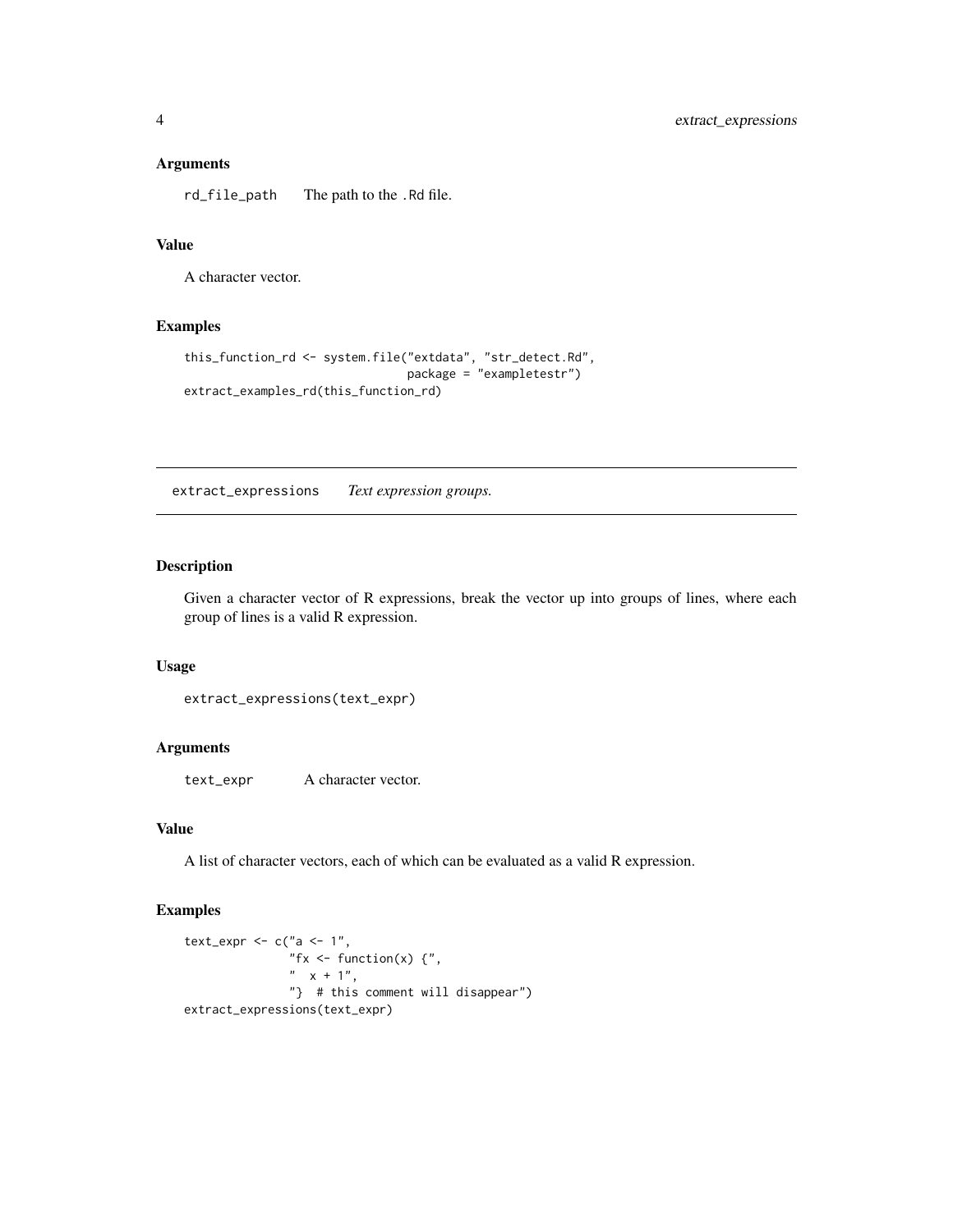### Arguments

| | |
|---|---|
| `rd_file_path` | The path to the `.Rd` file. |

### Value

A character vector.

### Examples

```
this_function_rd <- system.file("extdata", "str_detect.Rd",
                                package = "exampletestr")
extract_examples_rd(this_function_rd)
```

---

## extract_expressions    *Text expression groups.*

---

### Description

Given a character vector of R expressions, break the vector up into groups of lines, where each group of lines is a valid R expression.

### Usage

```
extract_expressions(text_expr)
```

### Arguments

| | |
|---|---|
| `text_expr` | A character vector. |

### Value

A list of character vectors, each of which can be evaluated as a valid R expression.

### Examples

```
text_expr <- c("a <- 1",
               "fx <- function(x) {",
               "  x + 1",
               "}  # this comment will disappear")
extract_expressions(text_expr)
```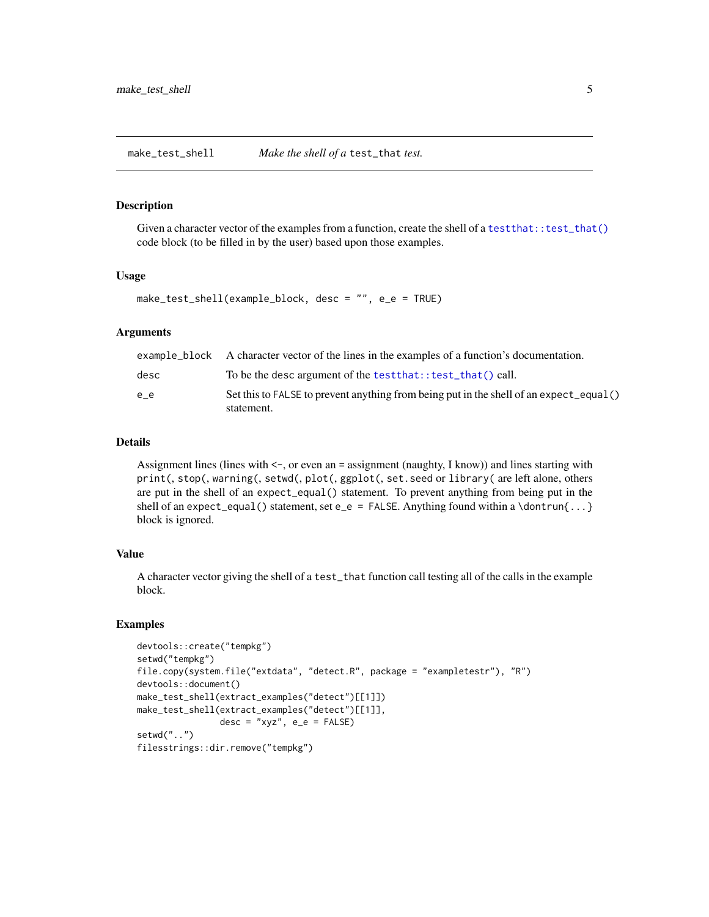## make_test_shell *Make the shell of a* `test_that` *test.*

### Description

Given a character vector of the examples from a function, create the shell of a `testthat::test_that()` code block (to be filled in by the user) based upon those examples.

### Usage

```
make_test_shell(example_block, desc = "", e_e = TRUE)
```

### Arguments

| | |
|---|---|
| `example_block` | A character vector of the lines in the examples of a function's documentation. |
| `desc` | To be the desc argument of the `testthat::test_that()` call. |
| `e_e` | Set this to `FALSE` to prevent anything from being put in the shell of an `expect_equal()` statement. |

### Details

Assignment lines (lines with `<-`, or even an `=` assignment (naughty, I know)) and lines starting with `print(`, `stop(`, `warning(`, `setwd(`, `plot(`, `ggplot(`, `set.seed` or `library(` are left alone, others are put in the shell of an `expect_equal()` statement. To prevent anything from being put in the shell of an `expect_equal()` statement, set `e_e = FALSE`. Anything found within a `\dontrun{...}` block is ignored.

### Value

A character vector giving the shell of a `test_that` function call testing all of the calls in the example block.

### Examples

```
devtools::create("tempkg")
setwd("tempkg")
file.copy(system.file("extdata", "detect.R", package = "exampletestr"), "R")
devtools::document()
make_test_shell(extract_examples("detect")[[1]])
make_test_shell(extract_examples("detect")[[1]],
                desc = "xyz", e_e = FALSE)
setwd("..")
filesstrings::dir.remove("tempkg")
```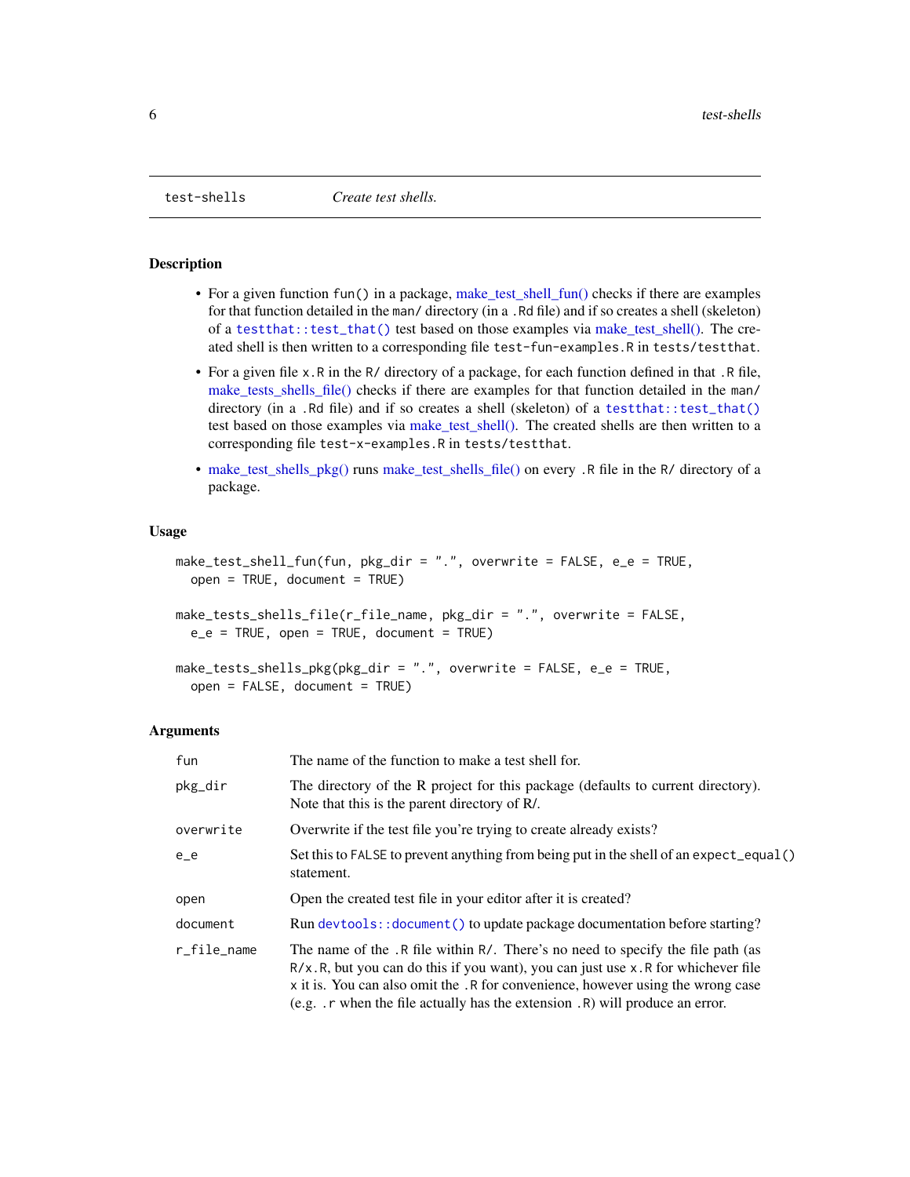## test-shells — *Create test shells.*

### Description

- For a given function `fun()` in a package, make_test_shell_fun() checks if there are examples for that function detailed in the `man/` directory (in a `.Rd` file) and if so creates a shell (skeleton) of a `testthat::test_that()` test based on those examples via make_test_shell(). The created shell is then written to a corresponding file `test-fun-examples.R` in `tests/testthat`.
- For a given file `x.R` in the `R/` directory of a package, for each function defined in that `.R` file, make_tests_shells_file() checks if there are examples for that function detailed in the `man/` directory (in a `.Rd` file) and if so creates a shell (skeleton) of a `testthat::test_that()` test based on those examples via make_test_shell(). The created shells are then written to a corresponding file `test-x-examples.R` in `tests/testthat`.
- make_test_shells_pkg() runs make_test_shells_file() on every `.R` file in the `R/` directory of a package.

### Usage

```
make_test_shell_fun(fun, pkg_dir = ".", overwrite = FALSE, e_e = TRUE,
  open = TRUE, document = TRUE)

make_tests_shells_file(r_file_name, pkg_dir = ".", overwrite = FALSE,
  e_e = TRUE, open = TRUE, document = TRUE)

make_tests_shells_pkg(pkg_dir = ".", overwrite = FALSE, e_e = TRUE,
  open = FALSE, document = TRUE)
```

### Arguments

| | |
|---|---|
| `fun` | The name of the function to make a test shell for. |
| `pkg_dir` | The directory of the R project for this package (defaults to current directory). Note that this is the parent directory of R/. |
| `overwrite` | Overwrite if the test file you're trying to create already exists? |
| `e_e` | Set this to `FALSE` to prevent anything from being put in the shell of an `expect_equal()` statement. |
| `open` | Open the created test file in your editor after it is created? |
| `document` | Run `devtools::document()` to update package documentation before starting? |
| `r_file_name` | The name of the `.R` file within `R/`. There's no need to specify the file path (as `R/x.R`, but you can do this if you want), you can just use `x.R` for whichever file `x` it is. You can also omit the `.R` for convenience, however using the wrong case (e.g. `.r` when the file actually has the extension `.R`) will produce an error. |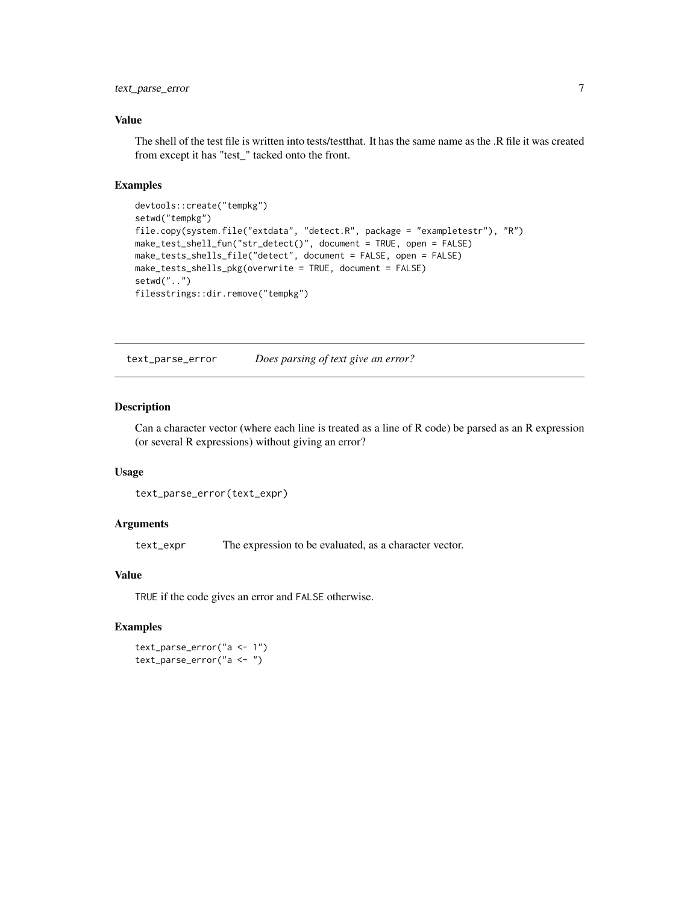### Value

The shell of the test file is written into tests/testthat. It has the same name as the .R file it was created from except it has "test_" tacked onto the front.

### Examples

```
devtools::create("tempkg")
setwd("tempkg")
file.copy(system.file("extdata", "detect.R", package = "exampletestr"), "R")
make_test_shell_fun("str_detect()", document = TRUE, open = FALSE)
make_tests_shells_file("detect", document = FALSE, open = FALSE)
make_tests_shells_pkg(overwrite = TRUE, document = FALSE)
setwd("..")
filesstrings::dir.remove("tempkg")
```

---

## text_parse_error *Does parsing of text give an error?*

---

### Description

Can a character vector (where each line is treated as a line of R code) be parsed as an R expression (or several R expressions) without giving an error?

### Usage

```
text_parse_error(text_expr)
```

### Arguments

| | |
|---|---|
| `text_expr` | The expression to be evaluated, as a character vector. |

### Value

`TRUE` if the code gives an error and `FALSE` otherwise.

### Examples

```
text_parse_error("a <- 1")
text_parse_error("a <- ")
```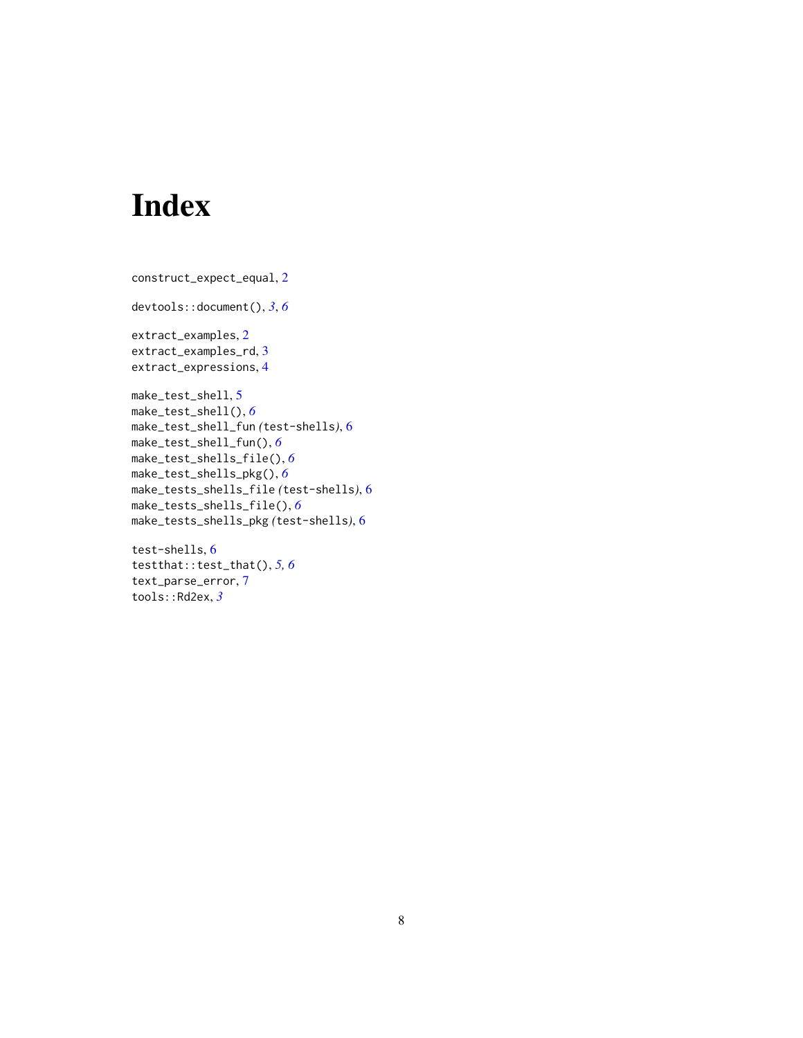# Index

construct_expect_equal, 2

devtools::document(), *3*, *6*

extract_examples, 2
extract_examples_rd, 3
extract_expressions, 4

make_test_shell, 5
make_test_shell(), *6*
make_test_shell_fun *(*test-shells*)*, 6
make_test_shell_fun(), *6*
make_test_shells_file(), *6*
make_test_shells_pkg(), *6*
make_tests_shells_file *(*test-shells*)*, 6
make_tests_shells_file(), *6*
make_tests_shells_pkg *(*test-shells*)*, 6

test-shells, 6
testthat::test_that(), *5, 6*
text_parse_error, 7
tools::Rd2ex, *3*